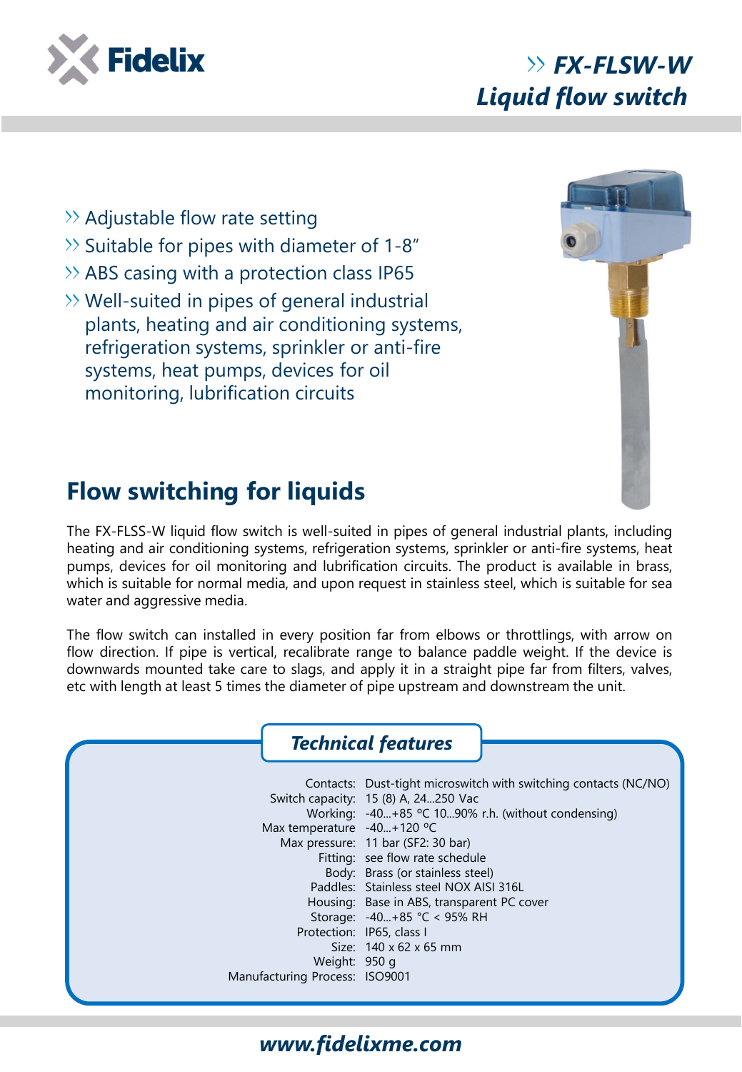Fidelix

# FX-FLSW-W Liquid flow switch

- Adjustable flow rate setting
- Suitable for pipes with diameter of 1-8"
- ABS casing with a protection class IP65
- Well-suited in pipes of general industrial plants, heating and air conditioning systems, refrigeration systems, sprinkler or anti-fire systems, heat pumps, devices for oil monitoring, lubrification circuits

## Flow switching for liquids

The FX-FLSS-W liquid flow switch is well-suited in pipes of general industrial plants, including heating and air conditioning systems, refrigeration systems, sprinkler or anti-fire systems, heat pumps, devices for oil monitoring and lubrification circuits. The product is available in brass, which is suitable for normal media, and upon request in stainless steel, which is suitable for sea water and aggressive media.

The flow switch can installed in every position far from elbows or throttlings, with arrow on flow direction. If pipe is vertical, recalibrate range to balance paddle weight. If the device is downwards mounted take care to slags, and apply it in a straight pipe far from filters, valves, etc with length at least 5 times the diameter of pipe upstream and downstream the unit.

### Technical features

| | |
|---|---|
| Contacts: | Dust-tight microswitch with switching contacts (NC/NO) |
| Switch capacity: | 15 (8) A, 24...250 Vac |
| Working: | -40...+85 °C 10...90% r.h. (without condensing) |
| Max temperature | -40...+120 °C |
| Max pressure: | 11 bar (SF2: 30 bar) |
| Fitting: | see flow rate schedule |
| Body: | Brass (or stainless steel) |
| Paddles: | Stainless steel NOX AISI 316L |
| Housing: | Base in ABS, transparent PC cover |
| Storage: | -40...+85 °C < 95% RH |
| Protection: | IP65, class I |
| Size: | 140 x 62 x 65 mm |
| Weight: | 950 g |
| Manufacturing Process: | ISO9001 |

www.fidelixme.com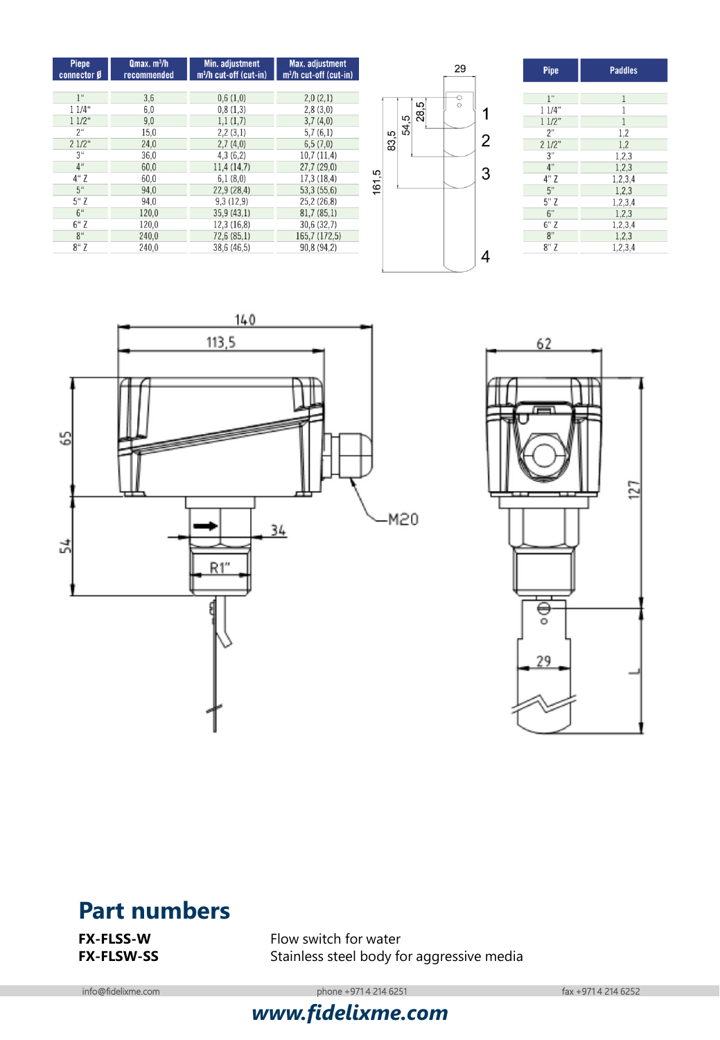| Piepe connector Ø | Qmax. m³/h recommended | Min. adjustment m³/h cut-off (cut-in) | Max. adjustment m³/h cut-off (cut-in) |
|---|---|---|---|
| 1“ | 3,6 | 0,6 (1,0) | 2,0 (2,1) |
| 1 1/4“ | 6,0 | 0,8 (1,3) | 2,8 (3,0) |
| 1 1/2“ | 9,0 | 1,1 (1,7) | 3,7 (4,0) |
| 2“ | 15,0 | 2,2 (3,1) | 5,7 (6,1) |
| 2 1/2“ | 24,0 | 2,7 (4,0) | 6,5 (7,0) |
| 3“ | 36,0 | 4,3 (6,2) | 10,7 (11,4) |
| 4“ | 60,0 | 11,4 (14,7) | 27,7 (29,0) |
| 4“ Z | 60,0 | 6,1 (8,0) | 17,3 (18,4) |
| 5“ | 94,0 | 22,9 (28,4) | 53,3 (55,6) |
| 5“ Z | 94,0 | 9,3 (12,9) | 25,2 (26,8) |
| 6“ | 120,0 | 35,9 (43,1) | 81,7 (85,1) |
| 6“ Z | 120,0 | 12,3 (16,8) | 30,6 (32,7) |
| 8“ | 240,0 | 72,6 (85,1) | 165,7 (172,5) |
| 8“ Z | 240,0 | 38,6 (46,5) | 90,8 (94,2) |

29
28,5
54,5
83,5
161,5
1
2
3
4

| Pipe | Paddles |
|---|---|
| 1" | 1 |
| 1 1/4" | 1 |
| 1 1/2" | 1 |
| 2" | 1,2 |
| 2 1/2" | 1,2 |
| 3" | 1,2,3 |
| 4" | 1,2,3 |
| 4" Z | 1,2,3,4 |
| 5" | 1,2,3 |
| 5" Z | 1,2,3,4 |
| 6" | 1,2,3 |
| 6" Z | 1,2,3,4 |
| 8" | 1,2,3 |
| 8" Z | 1,2,3,4 |

140
113,5
65
54
34
R1"
M20
62
127
29
L

# Part numbers

**FX-FLSS-W** Flow switch for water

**FX-FLSW-SS** Stainless steel body for aggressive media

info@fidelixme.com phone +971 4 214 6251 fax +971 4 214 6252

***www.fidelixme.com***